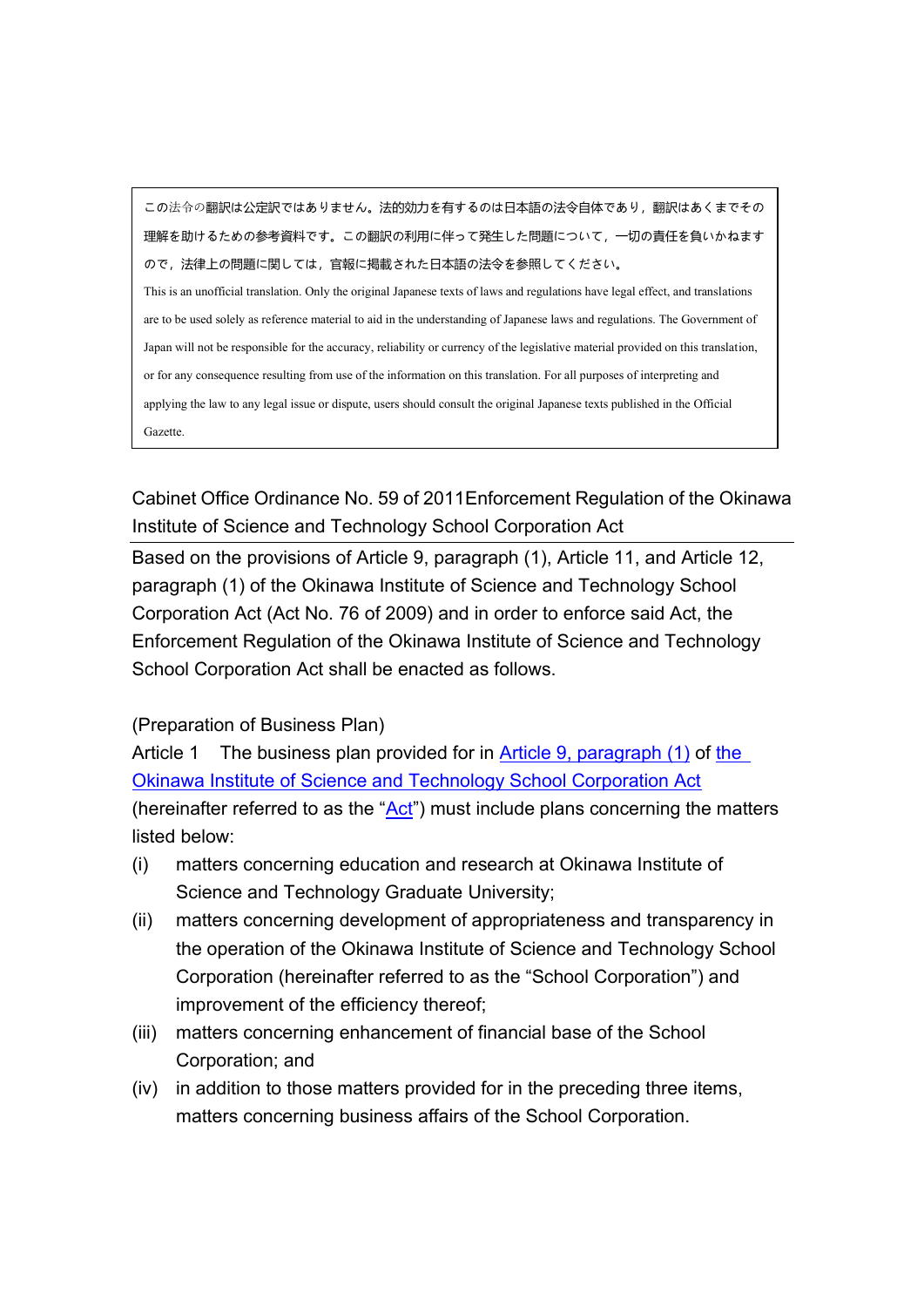この法令の翻訳は公定訳ではありません。法的効力を有するのは日本語の法令自体であり，翻訳はあくまでその理解を助けるための参考資料です。この翻訳の利用に伴って発生した問題について，一切の責任を負いかねますので，法律上の問題に関しては，官報に掲載された日本語の法令を参照してください。

This is an unofficial translation. Only the original Japanese texts of laws and regulations have legal effect, and translations are to be used solely as reference material to aid in the understanding of Japanese laws and regulations. The Government of Japan will not be responsible for the accuracy, reliability or currency of the legislative material provided on this translation, or for any consequence resulting from use of the information on this translation. For all purposes of interpreting and applying the law to any legal issue or dispute, users should consult the original Japanese texts published in the Official Gazette.

# Cabinet Office Ordinance No. 59 of 2011Enforcement Regulation of the Okinawa Institute of Science and Technology School Corporation Act

Based on the provisions of Article 9, paragraph (1), Article 11, and Article 12, paragraph (1) of the Okinawa Institute of Science and Technology School Corporation Act (Act No. 76 of 2009) and in order to enforce said Act, the Enforcement Regulation of the Okinawa Institute of Science and Technology School Corporation Act shall be enacted as follows.

(Preparation of Business Plan)

Article 1 The business plan provided for in Article 9, paragraph (1) of the Okinawa Institute of Science and Technology School Corporation Act (hereinafter referred to as the "Act") must include plans concerning the matters listed below:

(i) matters concerning education and research at Okinawa Institute of Science and Technology Graduate University;

(ii) matters concerning development of appropriateness and transparency in the operation of the Okinawa Institute of Science and Technology School Corporation (hereinafter referred to as the "School Corporation") and improvement of the efficiency thereof;

(iii) matters concerning enhancement of financial base of the School Corporation; and

(iv) in addition to those matters provided for in the preceding three items, matters concerning business affairs of the School Corporation.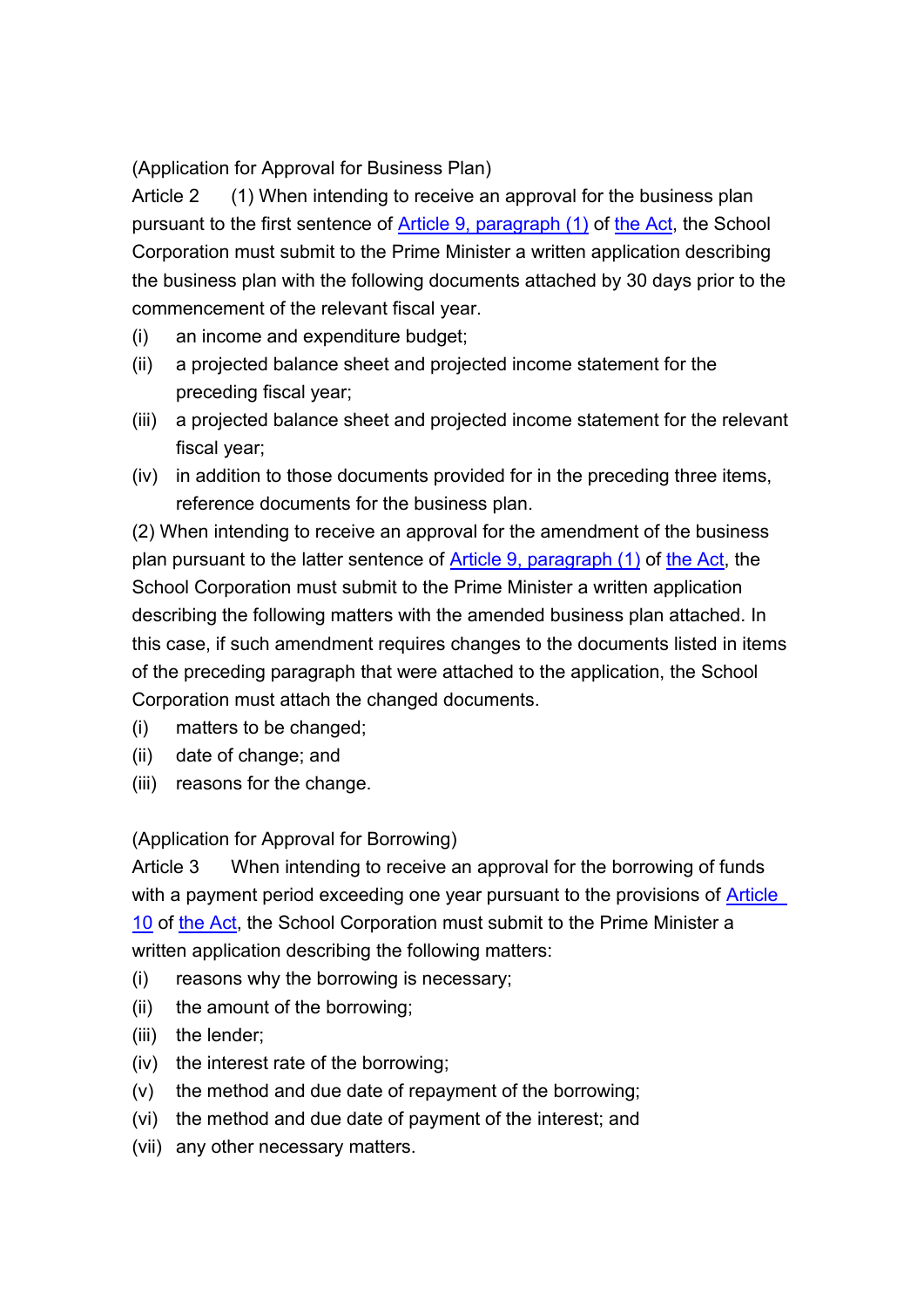(Application for Approval for Business Plan)

Article 2 (1) When intending to receive an approval for the business plan pursuant to the first sentence of Article 9, paragraph (1) of the Act, the School Corporation must submit to the Prime Minister a written application describing the business plan with the following documents attached by 30 days prior to the commencement of the relevant fiscal year.

(i) an income and expenditure budget;

(ii) a projected balance sheet and projected income statement for the preceding fiscal year;

(iii) a projected balance sheet and projected income statement for the relevant fiscal year;

(iv) in addition to those documents provided for in the preceding three items, reference documents for the business plan.

(2) When intending to receive an approval for the amendment of the business plan pursuant to the latter sentence of Article 9, paragraph (1) of the Act, the School Corporation must submit to the Prime Minister a written application describing the following matters with the amended business plan attached. In this case, if such amendment requires changes to the documents listed in items of the preceding paragraph that were attached to the application, the School Corporation must attach the changed documents.

(i) matters to be changed;

(ii) date of change; and

(iii) reasons for the change.

(Application for Approval for Borrowing)

Article 3 When intending to receive an approval for the borrowing of funds with a payment period exceeding one year pursuant to the provisions of Article 10 of the Act, the School Corporation must submit to the Prime Minister a written application describing the following matters:

(i) reasons why the borrowing is necessary;

(ii) the amount of the borrowing;

(iii) the lender;

(iv) the interest rate of the borrowing;

(v) the method and due date of repayment of the borrowing;

(vi) the method and due date of payment of the interest; and

(vii) any other necessary matters.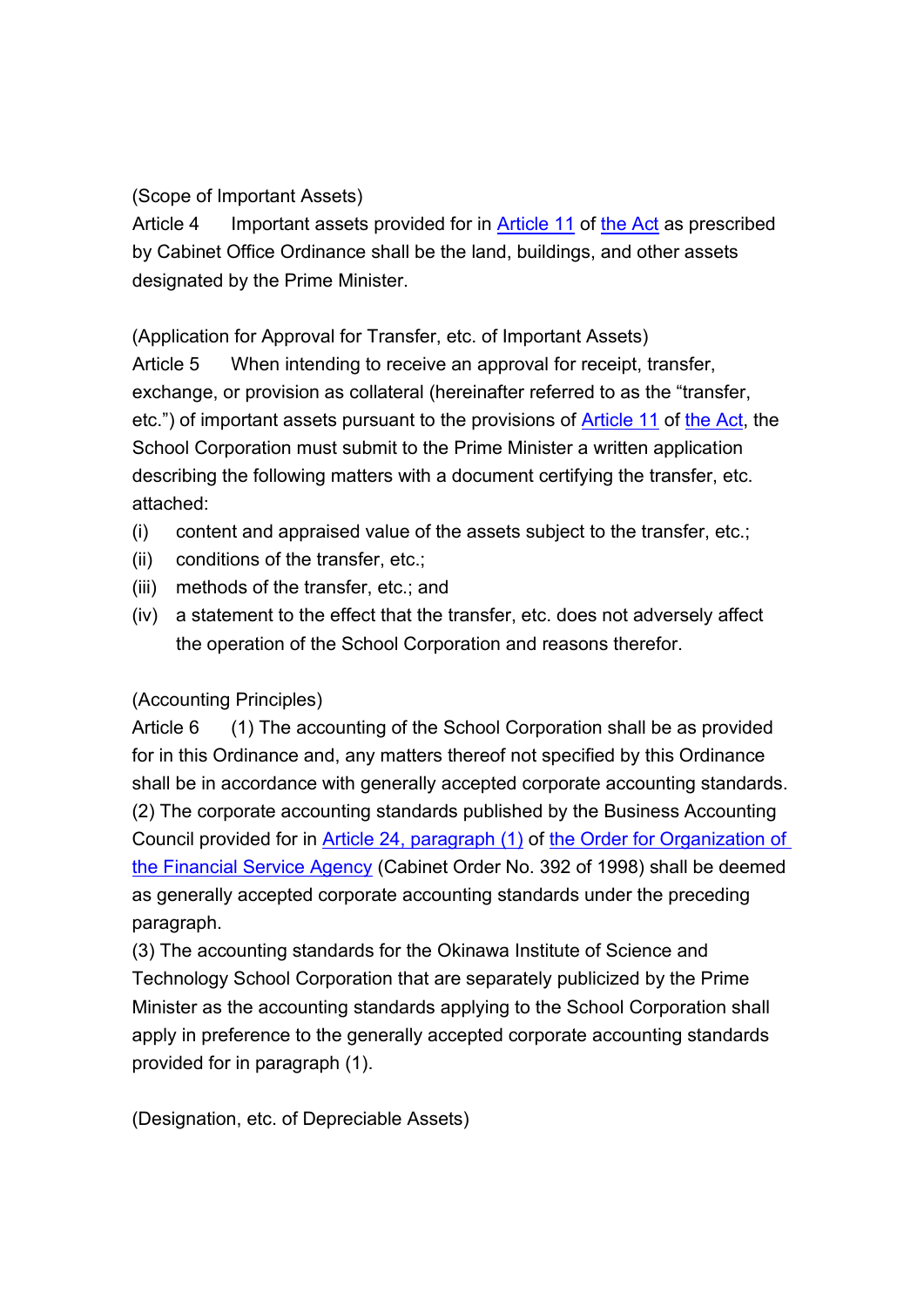(Scope of Important Assets)

Article 4 Important assets provided for in Article 11 of the Act as prescribed by Cabinet Office Ordinance shall be the land, buildings, and other assets designated by the Prime Minister.

(Application for Approval for Transfer, etc. of Important Assets)

Article 5 When intending to receive an approval for receipt, transfer, exchange, or provision as collateral (hereinafter referred to as the “transfer, etc.”) of important assets pursuant to the provisions of Article 11 of the Act, the School Corporation must submit to the Prime Minister a written application describing the following matters with a document certifying the transfer, etc. attached:

(i) content and appraised value of the assets subject to the transfer, etc.;
(ii) conditions of the transfer, etc.;
(iii) methods of the transfer, etc.; and
(iv) a statement to the effect that the transfer, etc. does not adversely affect the operation of the School Corporation and reasons therefor.

(Accounting Principles)

Article 6 (1) The accounting of the School Corporation shall be as provided for in this Ordinance and, any matters thereof not specified by this Ordinance shall be in accordance with generally accepted corporate accounting standards.

(2) The corporate accounting standards published by the Business Accounting Council provided for in Article 24, paragraph (1) of the Order for Organization of the Financial Service Agency (Cabinet Order No. 392 of 1998) shall be deemed as generally accepted corporate accounting standards under the preceding paragraph.

(3) The accounting standards for the Okinawa Institute of Science and Technology School Corporation that are separately publicized by the Prime Minister as the accounting standards applying to the School Corporation shall apply in preference to the generally accepted corporate accounting standards provided for in paragraph (1).

(Designation, etc. of Depreciable Assets)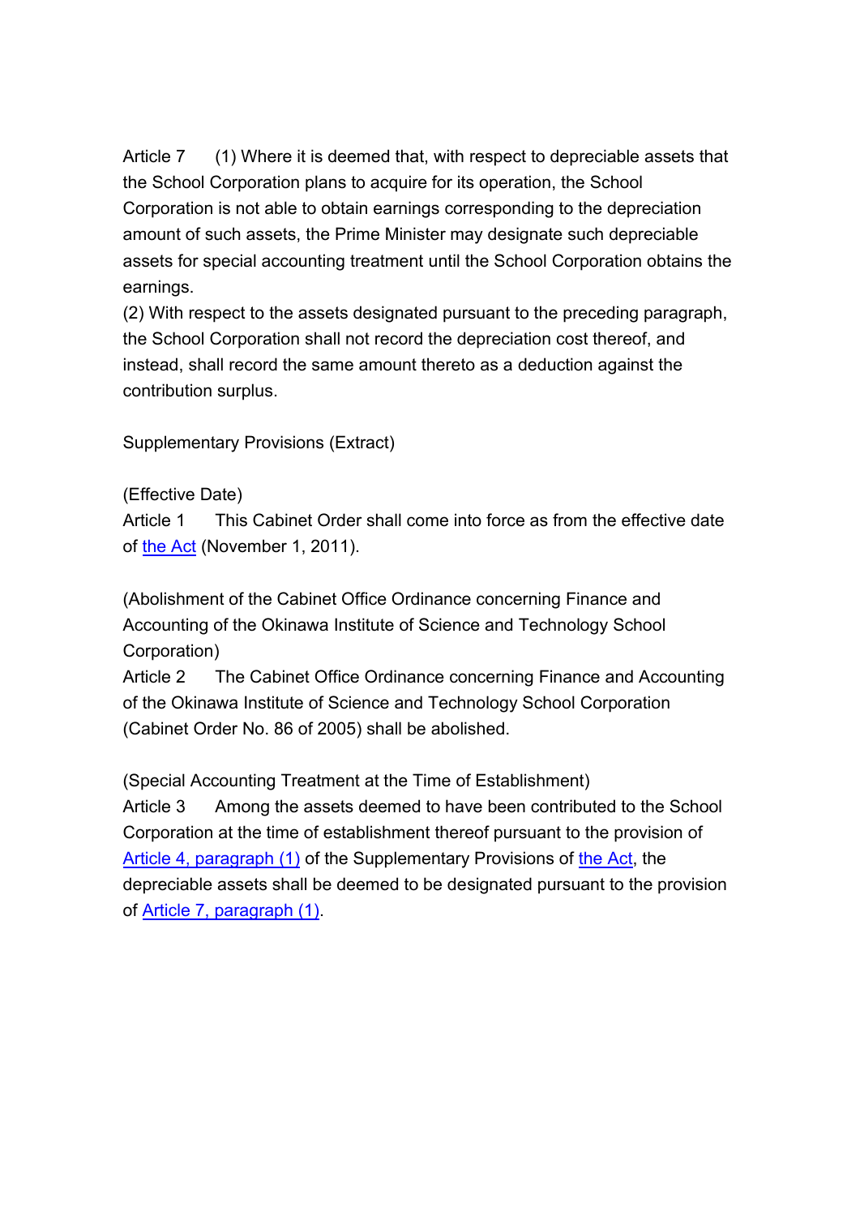Article 7 (1) Where it is deemed that, with respect to depreciable assets that the School Corporation plans to acquire for its operation, the School Corporation is not able to obtain earnings corresponding to the depreciation amount of such assets, the Prime Minister may designate such depreciable assets for special accounting treatment until the School Corporation obtains the earnings.

(2) With respect to the assets designated pursuant to the preceding paragraph, the School Corporation shall not record the depreciation cost thereof, and instead, shall record the same amount thereto as a deduction against the contribution surplus.

Supplementary Provisions (Extract)

(Effective Date)

Article 1 This Cabinet Order shall come into force as from the effective date of the Act (November 1, 2011).

(Abolishment of the Cabinet Office Ordinance concerning Finance and Accounting of the Okinawa Institute of Science and Technology School Corporation)

Article 2 The Cabinet Office Ordinance concerning Finance and Accounting of the Okinawa Institute of Science and Technology School Corporation (Cabinet Order No. 86 of 2005) shall be abolished.

(Special Accounting Treatment at the Time of Establishment)

Article 3 Among the assets deemed to have been contributed to the School Corporation at the time of establishment thereof pursuant to the provision of Article 4, paragraph (1) of the Supplementary Provisions of the Act, the depreciable assets shall be deemed to be designated pursuant to the provision of Article 7, paragraph (1).